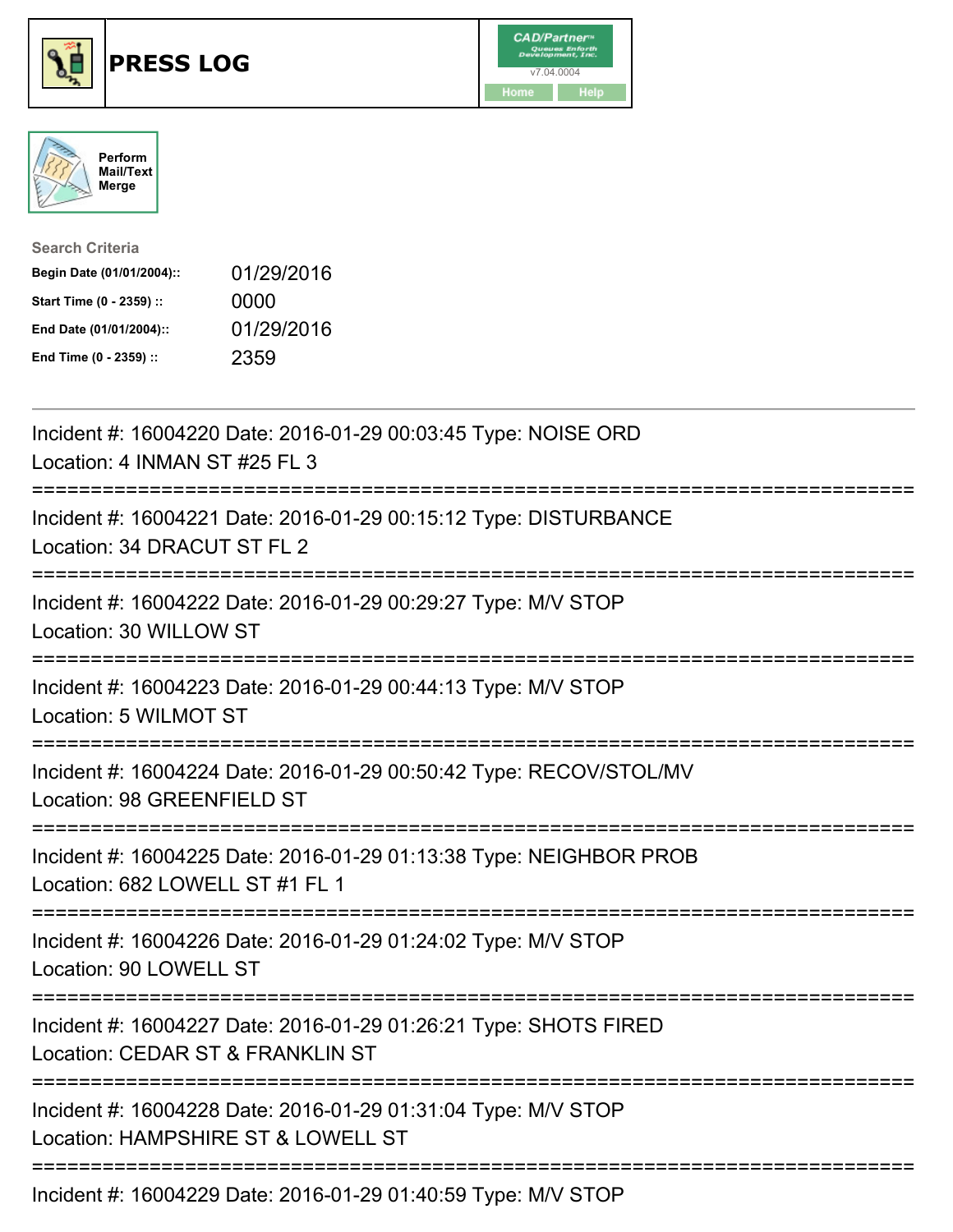# PRESS LOG

CAD/Partner™ Queues Enforth Development, Inc. v7.04.0004

Home Help

Perform Mail/Text Merge

**Search Criteria**

| | |
|---|---|
| **Begin Date (01/01/2004)::** | 01/29/2016 |
| **Start Time (0 - 2359) ::** | 0000 |
| **End Date (01/01/2004)::** | 01/29/2016 |
| **End Time (0 - 2359) ::** | 2359 |

---

Incident #: 16004220 Date: 2016-01-29 00:03:45 Type: NOISE ORD
Location: 4 INMAN ST #25 FL 3

===========================================================================

Incident #: 16004221 Date: 2016-01-29 00:15:12 Type: DISTURBANCE
Location: 34 DRACUT ST FL 2

===========================================================================

Incident #: 16004222 Date: 2016-01-29 00:29:27 Type: M/V STOP
Location: 30 WILLOW ST

===========================================================================

Incident #: 16004223 Date: 2016-01-29 00:44:13 Type: M/V STOP
Location: 5 WILMOT ST

===========================================================================

Incident #: 16004224 Date: 2016-01-29 00:50:42 Type: RECOV/STOL/MV
Location: 98 GREENFIELD ST

===========================================================================

Incident #: 16004225 Date: 2016-01-29 01:13:38 Type: NEIGHBOR PROB
Location: 682 LOWELL ST #1 FL 1

===========================================================================

Incident #: 16004226 Date: 2016-01-29 01:24:02 Type: M/V STOP
Location: 90 LOWELL ST

===========================================================================

Incident #: 16004227 Date: 2016-01-29 01:26:21 Type: SHOTS FIRED
Location: CEDAR ST & FRANKLIN ST

===========================================================================

Incident #: 16004228 Date: 2016-01-29 01:31:04 Type: M/V STOP
Location: HAMPSHIRE ST & LOWELL ST

===========================================================================

Incident #: 16004229 Date: 2016-01-29 01:40:59 Type: M/V STOP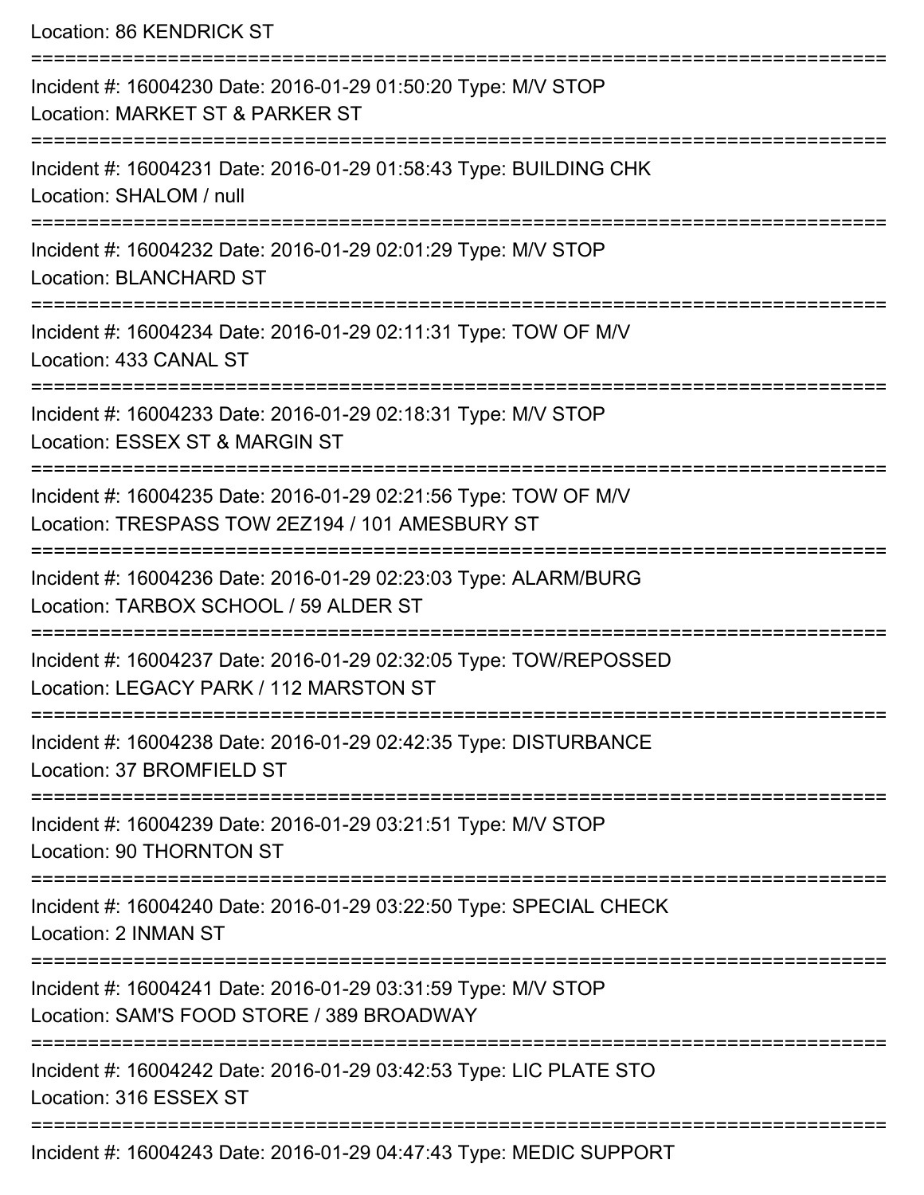Location: 86 KENDRICK ST

===========================================================================

Incident #: 16004230 Date: 2016-01-29 01:50:20 Type: M/V STOP
Location: MARKET ST & PARKER ST

===========================================================================

Incident #: 16004231 Date: 2016-01-29 01:58:43 Type: BUILDING CHK
Location: SHALOM / null

===========================================================================

Incident #: 16004232 Date: 2016-01-29 02:01:29 Type: M/V STOP
Location: BLANCHARD ST

===========================================================================

Incident #: 16004234 Date: 2016-01-29 02:11:31 Type: TOW OF M/V
Location: 433 CANAL ST

===========================================================================

Incident #: 16004233 Date: 2016-01-29 02:18:31 Type: M/V STOP
Location: ESSEX ST & MARGIN ST

===========================================================================

Incident #: 16004235 Date: 2016-01-29 02:21:56 Type: TOW OF M/V
Location: TRESPASS TOW 2EZ194 / 101 AMESBURY ST

===========================================================================

Incident #: 16004236 Date: 2016-01-29 02:23:03 Type: ALARM/BURG
Location: TARBOX SCHOOL / 59 ALDER ST

===========================================================================

Incident #: 16004237 Date: 2016-01-29 02:32:05 Type: TOW/REPOSSED
Location: LEGACY PARK / 112 MARSTON ST

===========================================================================

Incident #: 16004238 Date: 2016-01-29 02:42:35 Type: DISTURBANCE
Location: 37 BROMFIELD ST

===========================================================================

Incident #: 16004239 Date: 2016-01-29 03:21:51 Type: M/V STOP
Location: 90 THORNTON ST

===========================================================================

Incident #: 16004240 Date: 2016-01-29 03:22:50 Type: SPECIAL CHECK
Location: 2 INMAN ST

===========================================================================

Incident #: 16004241 Date: 2016-01-29 03:31:59 Type: M/V STOP
Location: SAM'S FOOD STORE / 389 BROADWAY

===========================================================================

Incident #: 16004242 Date: 2016-01-29 03:42:53 Type: LIC PLATE STO
Location: 316 ESSEX ST

===========================================================================

Incident #: 16004243 Date: 2016-01-29 04:47:43 Type: MEDIC SUPPORT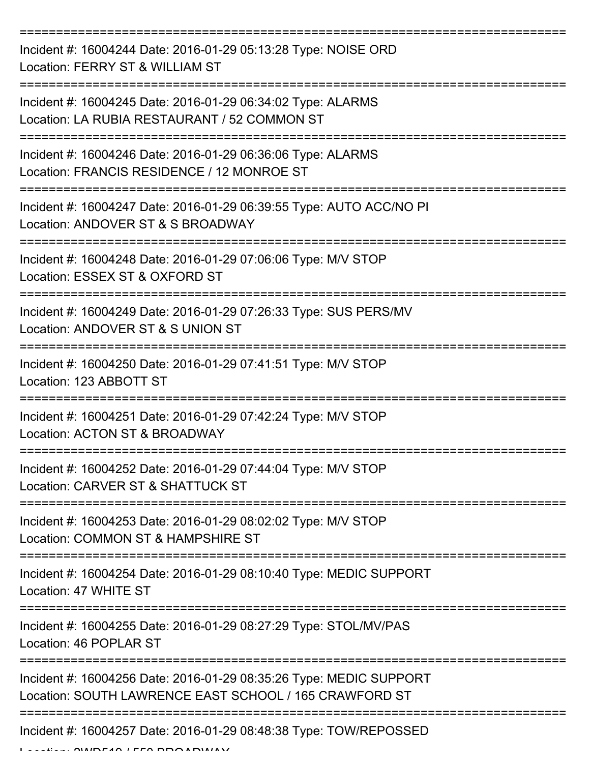===========================================================================

Incident #: 16004244 Date: 2016-01-29 05:13:28 Type: NOISE ORD

Location: FERRY ST & WILLIAM ST

===========================================================================

Incident #: 16004245 Date: 2016-01-29 06:34:02 Type: ALARMS

Location: LA RUBIA RESTAURANT / 52 COMMON ST

===========================================================================

Incident #: 16004246 Date: 2016-01-29 06:36:06 Type: ALARMS

Location: FRANCIS RESIDENCE / 12 MONROE ST

===========================================================================

Incident #: 16004247 Date: 2016-01-29 06:39:55 Type: AUTO ACC/NO PI

Location: ANDOVER ST & S BROADWAY

===========================================================================

Incident #: 16004248 Date: 2016-01-29 07:06:06 Type: M/V STOP

Location: ESSEX ST & OXFORD ST

===========================================================================

Incident #: 16004249 Date: 2016-01-29 07:26:33 Type: SUS PERS/MV

Location: ANDOVER ST & S UNION ST

===========================================================================

Incident #: 16004250 Date: 2016-01-29 07:41:51 Type: M/V STOP

Location: 123 ABBOTT ST

===========================================================================

Incident #: 16004251 Date: 2016-01-29 07:42:24 Type: M/V STOP

Location: ACTON ST & BROADWAY

===========================================================================

Incident #: 16004252 Date: 2016-01-29 07:44:04 Type: M/V STOP

Location: CARVER ST & SHATTUCK ST

===========================================================================

Incident #: 16004253 Date: 2016-01-29 08:02:02 Type: M/V STOP

Location: COMMON ST & HAMPSHIRE ST

===========================================================================

Incident #: 16004254 Date: 2016-01-29 08:10:40 Type: MEDIC SUPPORT

Location: 47 WHITE ST

===========================================================================

Incident #: 16004255 Date: 2016-01-29 08:27:29 Type: STOL/MV/PAS

Location: 46 POPLAR ST

===========================================================================

Incident #: 16004256 Date: 2016-01-29 08:35:26 Type: MEDIC SUPPORT

Location: SOUTH LAWRENCE EAST SCHOOL / 165 CRAWFORD ST

===========================================================================

Incident #: 16004257 Date: 2016-01-29 08:48:38 Type: TOW/REPOSSED

Location: 2WD519 / 550 BROADWAY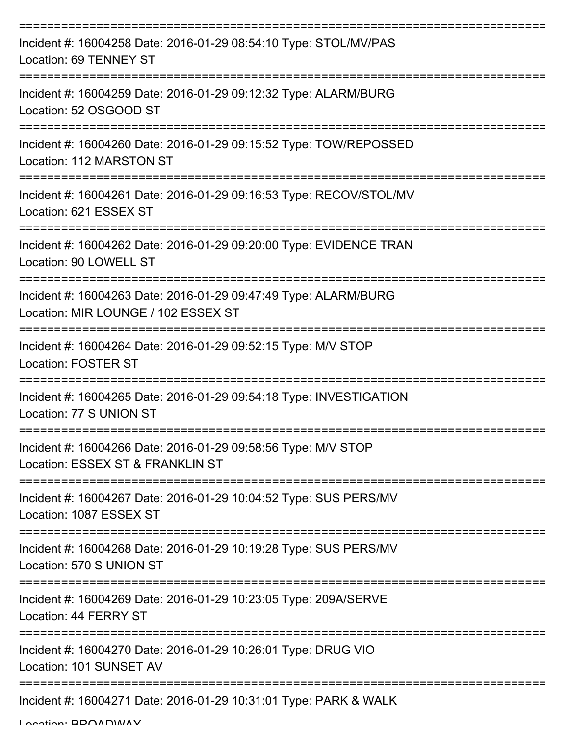===========================================================================

Incident #: 16004258 Date: 2016-01-29 08:54:10 Type: STOL/MV/PAS
Location: 69 TENNEY ST

===========================================================================

Incident #: 16004259 Date: 2016-01-29 09:12:32 Type: ALARM/BURG
Location: 52 OSGOOD ST

===========================================================================

Incident #: 16004260 Date: 2016-01-29 09:15:52 Type: TOW/REPOSSED
Location: 112 MARSTON ST

===========================================================================

Incident #: 16004261 Date: 2016-01-29 09:16:53 Type: RECOV/STOL/MV
Location: 621 ESSEX ST

===========================================================================

Incident #: 16004262 Date: 2016-01-29 09:20:00 Type: EVIDENCE TRAN
Location: 90 LOWELL ST

===========================================================================

Incident #: 16004263 Date: 2016-01-29 09:47:49 Type: ALARM/BURG
Location: MIR LOUNGE / 102 ESSEX ST

===========================================================================

Incident #: 16004264 Date: 2016-01-29 09:52:15 Type: M/V STOP
Location: FOSTER ST

===========================================================================

Incident #: 16004265 Date: 2016-01-29 09:54:18 Type: INVESTIGATION
Location: 77 S UNION ST

===========================================================================

Incident #: 16004266 Date: 2016-01-29 09:58:56 Type: M/V STOP
Location: ESSEX ST & FRANKLIN ST

===========================================================================

Incident #: 16004267 Date: 2016-01-29 10:04:52 Type: SUS PERS/MV
Location: 1087 ESSEX ST

===========================================================================

Incident #: 16004268 Date: 2016-01-29 10:19:28 Type: SUS PERS/MV
Location: 570 S UNION ST

===========================================================================

Incident #: 16004269 Date: 2016-01-29 10:23:05 Type: 209A/SERVE
Location: 44 FERRY ST

===========================================================================

Incident #: 16004270 Date: 2016-01-29 10:26:01 Type: DRUG VIO
Location: 101 SUNSET AV

===========================================================================

Incident #: 16004271 Date: 2016-01-29 10:31:01 Type: PARK & WALK
Location: BROADWAY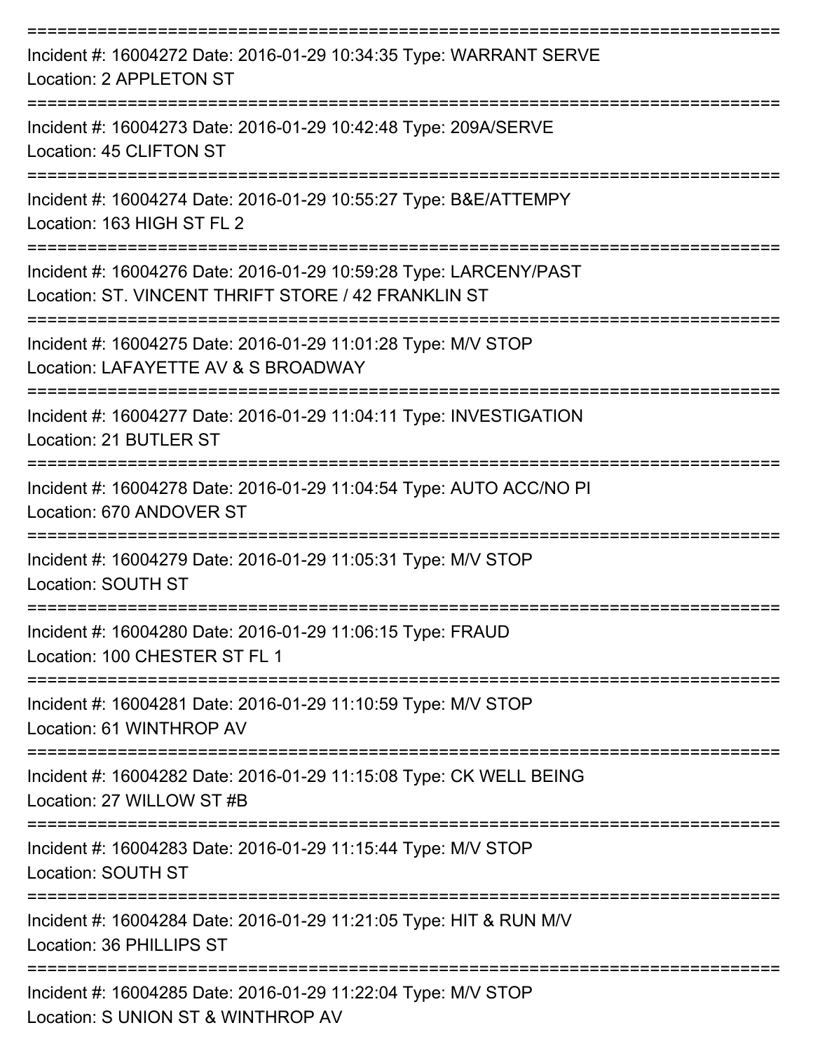==============================================================================
Incident #: 16004272 Date: 2016-01-29 10:34:35 Type: WARRANT SERVE
Location: 2 APPLETON ST
==============================================================================
Incident #: 16004273 Date: 2016-01-29 10:42:48 Type: 209A/SERVE
Location: 45 CLIFTON ST
==============================================================================
Incident #: 16004274 Date: 2016-01-29 10:55:27 Type: B&E/ATTEMPY
Location: 163 HIGH ST FL 2
==============================================================================
Incident #: 16004276 Date: 2016-01-29 10:59:28 Type: LARCENY/PAST
Location: ST. VINCENT THRIFT STORE / 42 FRANKLIN ST
==============================================================================
Incident #: 16004275 Date: 2016-01-29 11:01:28 Type: M/V STOP
Location: LAFAYETTE AV & S BROADWAY
==============================================================================
Incident #: 16004277 Date: 2016-01-29 11:04:11 Type: INVESTIGATION
Location: 21 BUTLER ST
==============================================================================
Incident #: 16004278 Date: 2016-01-29 11:04:54 Type: AUTO ACC/NO PI
Location: 670 ANDOVER ST
==============================================================================
Incident #: 16004279 Date: 2016-01-29 11:05:31 Type: M/V STOP
Location: SOUTH ST
==============================================================================
Incident #: 16004280 Date: 2016-01-29 11:06:15 Type: FRAUD
Location: 100 CHESTER ST FL 1
==============================================================================
Incident #: 16004281 Date: 2016-01-29 11:10:59 Type: M/V STOP
Location: 61 WINTHROP AV
==============================================================================
Incident #: 16004282 Date: 2016-01-29 11:15:08 Type: CK WELL BEING
Location: 27 WILLOW ST #B
==============================================================================
Incident #: 16004283 Date: 2016-01-29 11:15:44 Type: M/V STOP
Location: SOUTH ST
==============================================================================
Incident #: 16004284 Date: 2016-01-29 11:21:05 Type: HIT & RUN M/V
Location: 36 PHILLIPS ST
==============================================================================
Incident #: 16004285 Date: 2016-01-29 11:22:04 Type: M/V STOP
Location: S UNION ST & WINTHROP AV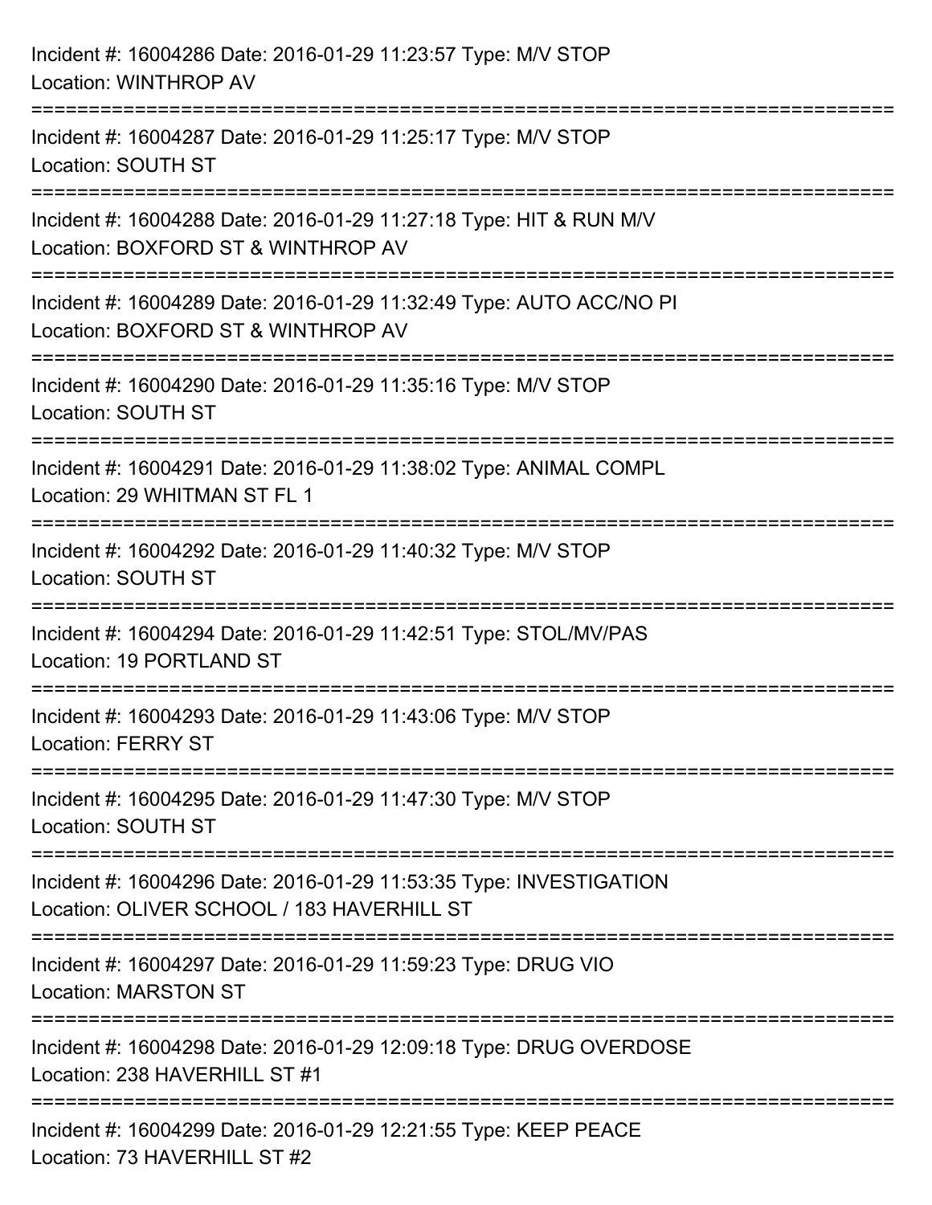Incident #: 16004286 Date: 2016-01-29 11:23:57 Type: M/V STOP
Location: WINTHROP AV

===========================================================================

Incident #: 16004287 Date: 2016-01-29 11:25:17 Type: M/V STOP
Location: SOUTH ST

===========================================================================

Incident #: 16004288 Date: 2016-01-29 11:27:18 Type: HIT & RUN M/V
Location: BOXFORD ST & WINTHROP AV

===========================================================================

Incident #: 16004289 Date: 2016-01-29 11:32:49 Type: AUTO ACC/NO PI
Location: BOXFORD ST & WINTHROP AV

===========================================================================

Incident #: 16004290 Date: 2016-01-29 11:35:16 Type: M/V STOP
Location: SOUTH ST

===========================================================================

Incident #: 16004291 Date: 2016-01-29 11:38:02 Type: ANIMAL COMPL
Location: 29 WHITMAN ST FL 1

===========================================================================

Incident #: 16004292 Date: 2016-01-29 11:40:32 Type: M/V STOP
Location: SOUTH ST

===========================================================================

Incident #: 16004294 Date: 2016-01-29 11:42:51 Type: STOL/MV/PAS
Location: 19 PORTLAND ST

===========================================================================

Incident #: 16004293 Date: 2016-01-29 11:43:06 Type: M/V STOP
Location: FERRY ST

===========================================================================

Incident #: 16004295 Date: 2016-01-29 11:47:30 Type: M/V STOP
Location: SOUTH ST

===========================================================================

Incident #: 16004296 Date: 2016-01-29 11:53:35 Type: INVESTIGATION
Location: OLIVER SCHOOL / 183 HAVERHILL ST

===========================================================================

Incident #: 16004297 Date: 2016-01-29 11:59:23 Type: DRUG VIO
Location: MARSTON ST

===========================================================================

Incident #: 16004298 Date: 2016-01-29 12:09:18 Type: DRUG OVERDOSE
Location: 238 HAVERHILL ST #1

===========================================================================

Incident #: 16004299 Date: 2016-01-29 12:21:55 Type: KEEP PEACE
Location: 73 HAVERHILL ST #2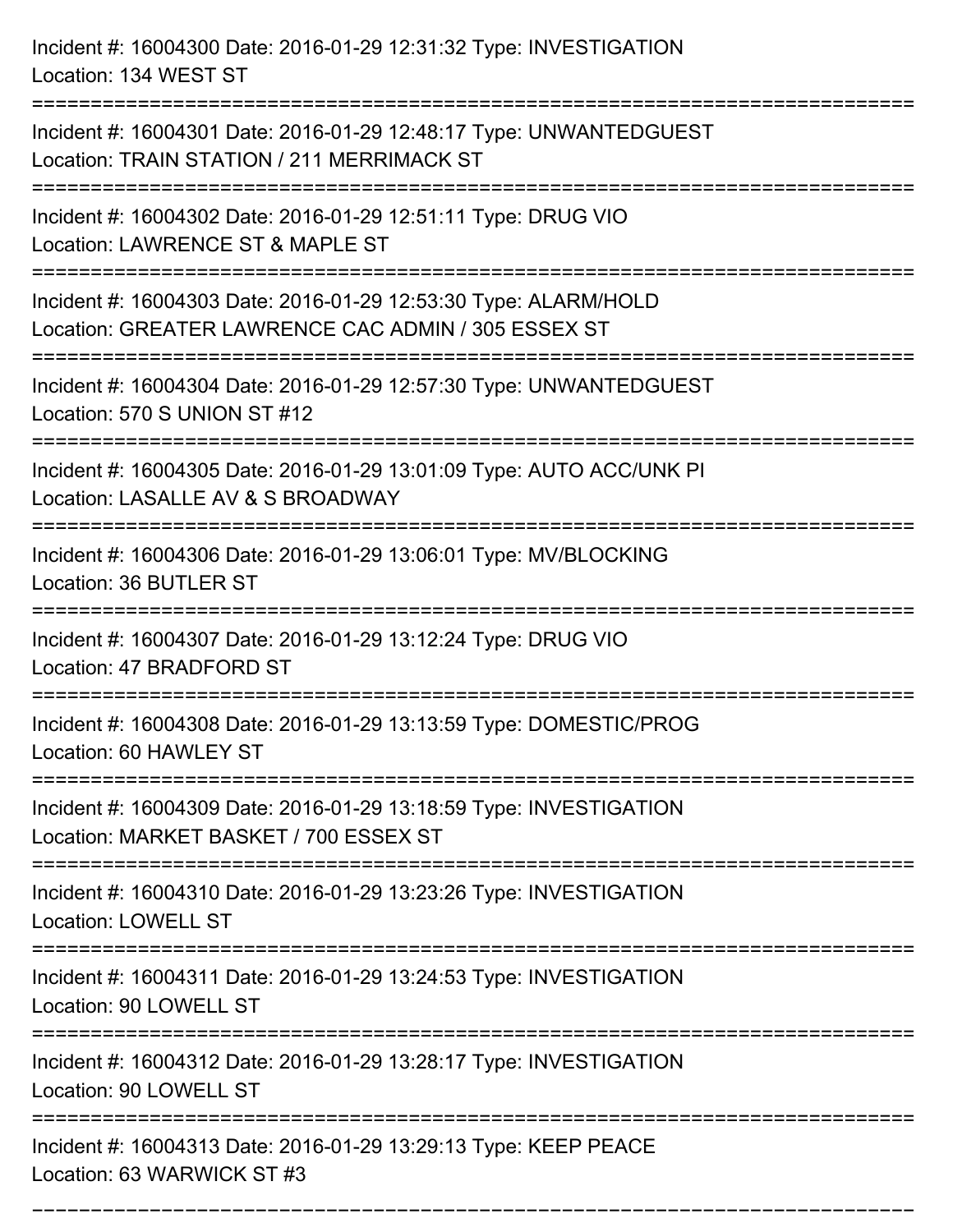Incident #: 16004300 Date: 2016-01-29 12:31:32 Type: INVESTIGATION
Location: 134 WEST ST

===========================================================================

Incident #: 16004301 Date: 2016-01-29 12:48:17 Type: UNWANTEDGUEST
Location: TRAIN STATION / 211 MERRIMACK ST

===========================================================================

Incident #: 16004302 Date: 2016-01-29 12:51:11 Type: DRUG VIO
Location: LAWRENCE ST & MAPLE ST

===========================================================================

Incident #: 16004303 Date: 2016-01-29 12:53:30 Type: ALARM/HOLD
Location: GREATER LAWRENCE CAC ADMIN / 305 ESSEX ST

===========================================================================

Incident #: 16004304 Date: 2016-01-29 12:57:30 Type: UNWANTEDGUEST
Location: 570 S UNION ST #12

===========================================================================

Incident #: 16004305 Date: 2016-01-29 13:01:09 Type: AUTO ACC/UNK PI
Location: LASALLE AV & S BROADWAY

===========================================================================

Incident #: 16004306 Date: 2016-01-29 13:06:01 Type: MV/BLOCKING
Location: 36 BUTLER ST

===========================================================================

Incident #: 16004307 Date: 2016-01-29 13:12:24 Type: DRUG VIO
Location: 47 BRADFORD ST

===========================================================================

Incident #: 16004308 Date: 2016-01-29 13:13:59 Type: DOMESTIC/PROG
Location: 60 HAWLEY ST

===========================================================================

Incident #: 16004309 Date: 2016-01-29 13:18:59 Type: INVESTIGATION
Location: MARKET BASKET / 700 ESSEX ST

===========================================================================

Incident #: 16004310 Date: 2016-01-29 13:23:26 Type: INVESTIGATION
Location: LOWELL ST

===========================================================================

Incident #: 16004311 Date: 2016-01-29 13:24:53 Type: INVESTIGATION
Location: 90 LOWELL ST

===========================================================================

Incident #: 16004312 Date: 2016-01-29 13:28:17 Type: INVESTIGATION
Location: 90 LOWELL ST

===========================================================================

Incident #: 16004313 Date: 2016-01-29 13:29:13 Type: KEEP PEACE
Location: 63 WARWICK ST #3

===========================================================================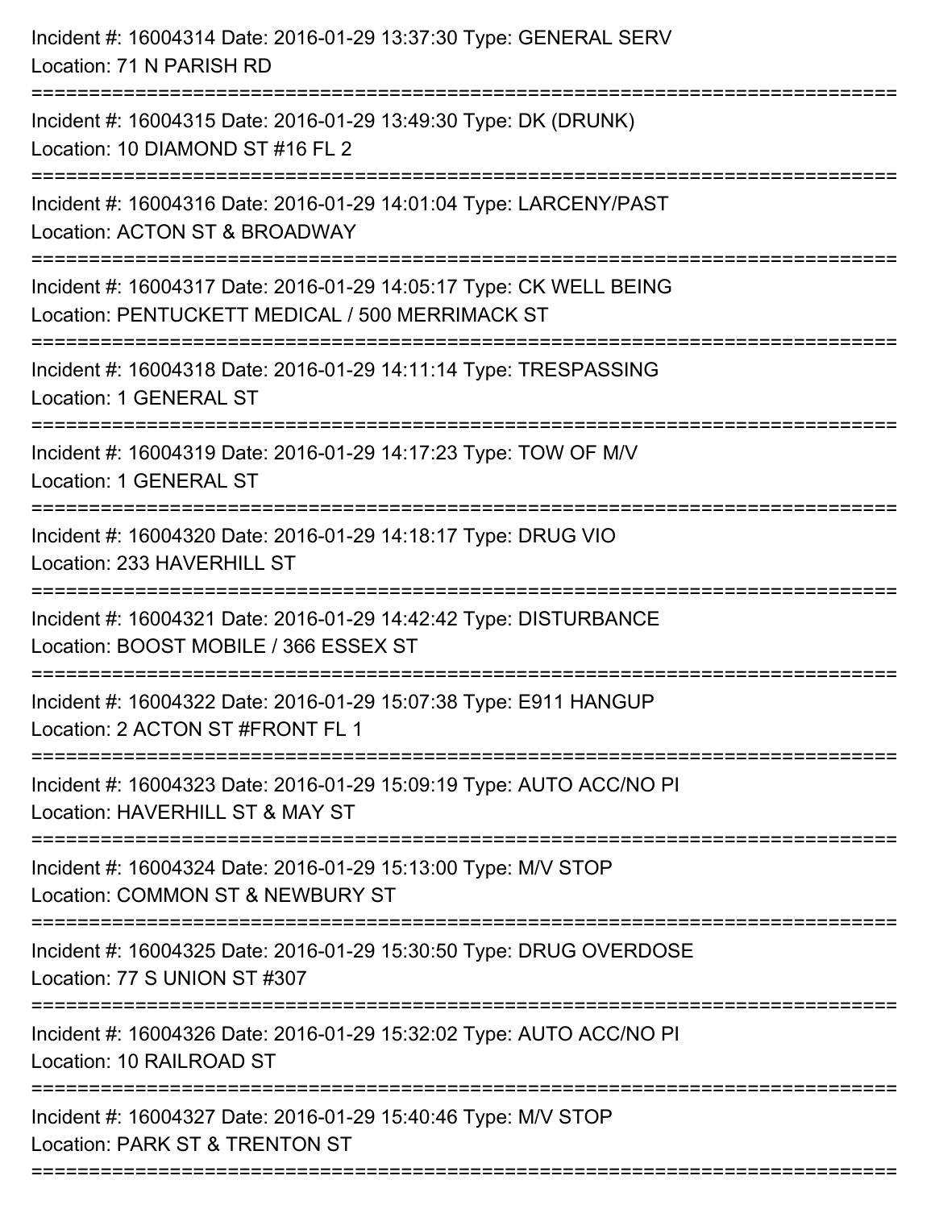Incident #: 16004314 Date: 2016-01-29 13:37:30 Type: GENERAL SERV
Location: 71 N PARISH RD

===========================================================================

Incident #: 16004315 Date: 2016-01-29 13:49:30 Type: DK (DRUNK)
Location: 10 DIAMOND ST #16 FL 2

===========================================================================

Incident #: 16004316 Date: 2016-01-29 14:01:04 Type: LARCENY/PAST
Location: ACTON ST & BROADWAY

===========================================================================

Incident #: 16004317 Date: 2016-01-29 14:05:17 Type: CK WELL BEING
Location: PENTUCKETT MEDICAL / 500 MERRIMACK ST

===========================================================================

Incident #: 16004318 Date: 2016-01-29 14:11:14 Type: TRESPASSING
Location: 1 GENERAL ST

===========================================================================

Incident #: 16004319 Date: 2016-01-29 14:17:23 Type: TOW OF M/V
Location: 1 GENERAL ST

===========================================================================

Incident #: 16004320 Date: 2016-01-29 14:18:17 Type: DRUG VIO
Location: 233 HAVERHILL ST

===========================================================================

Incident #: 16004321 Date: 2016-01-29 14:42:42 Type: DISTURBANCE
Location: BOOST MOBILE / 366 ESSEX ST

===========================================================================

Incident #: 16004322 Date: 2016-01-29 15:07:38 Type: E911 HANGUP
Location: 2 ACTON ST #FRONT FL 1

===========================================================================

Incident #: 16004323 Date: 2016-01-29 15:09:19 Type: AUTO ACC/NO PI
Location: HAVERHILL ST & MAY ST

===========================================================================

Incident #: 16004324 Date: 2016-01-29 15:13:00 Type: M/V STOP
Location: COMMON ST & NEWBURY ST

===========================================================================

Incident #: 16004325 Date: 2016-01-29 15:30:50 Type: DRUG OVERDOSE
Location: 77 S UNION ST #307

===========================================================================

Incident #: 16004326 Date: 2016-01-29 15:32:02 Type: AUTO ACC/NO PI
Location: 10 RAILROAD ST

===========================================================================

Incident #: 16004327 Date: 2016-01-29 15:40:46 Type: M/V STOP
Location: PARK ST & TRENTON ST

===========================================================================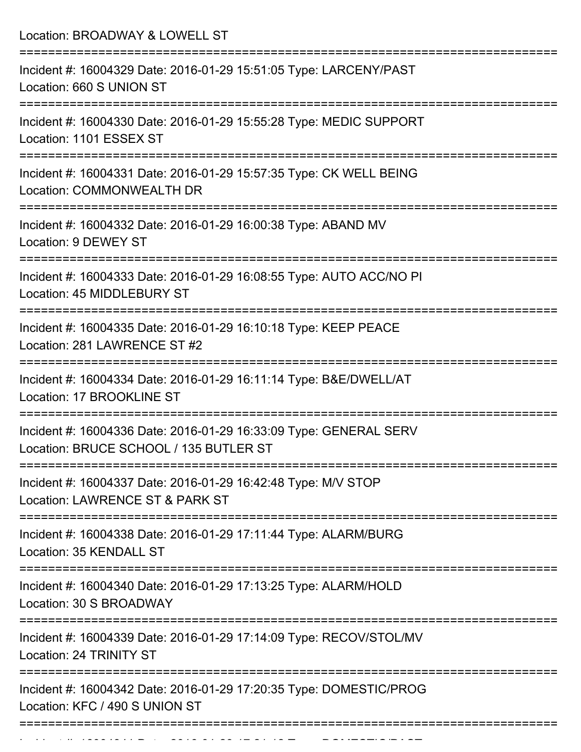Location: BROADWAY & LOWELL ST

===========================================================================

Incident #: 16004329 Date: 2016-01-29 15:51:05 Type: LARCENY/PAST
Location: 660 S UNION ST

===========================================================================

Incident #: 16004330 Date: 2016-01-29 15:55:28 Type: MEDIC SUPPORT
Location: 1101 ESSEX ST

===========================================================================

Incident #: 16004331 Date: 2016-01-29 15:57:35 Type: CK WELL BEING
Location: COMMONWEALTH DR

===========================================================================

Incident #: 16004332 Date: 2016-01-29 16:00:38 Type: ABAND MV
Location: 9 DEWEY ST

===========================================================================

Incident #: 16004333 Date: 2016-01-29 16:08:55 Type: AUTO ACC/NO PI
Location: 45 MIDDLEBURY ST

===========================================================================

Incident #: 16004335 Date: 2016-01-29 16:10:18 Type: KEEP PEACE
Location: 281 LAWRENCE ST #2

===========================================================================

Incident #: 16004334 Date: 2016-01-29 16:11:14 Type: B&E/DWELL/AT
Location: 17 BROOKLINE ST

===========================================================================

Incident #: 16004336 Date: 2016-01-29 16:33:09 Type: GENERAL SERV
Location: BRUCE SCHOOL / 135 BUTLER ST

===========================================================================

Incident #: 16004337 Date: 2016-01-29 16:42:48 Type: M/V STOP
Location: LAWRENCE ST & PARK ST

===========================================================================

Incident #: 16004338 Date: 2016-01-29 17:11:44 Type: ALARM/BURG
Location: 35 KENDALL ST

===========================================================================

Incident #: 16004340 Date: 2016-01-29 17:13:25 Type: ALARM/HOLD
Location: 30 S BROADWAY

===========================================================================

Incident #: 16004339 Date: 2016-01-29 17:14:09 Type: RECOV/STOL/MV
Location: 24 TRINITY ST

===========================================================================

Incident #: 16004342 Date: 2016-01-29 17:20:35 Type: DOMESTIC/PROG
Location: KFC / 490 S UNION ST

===========================================================================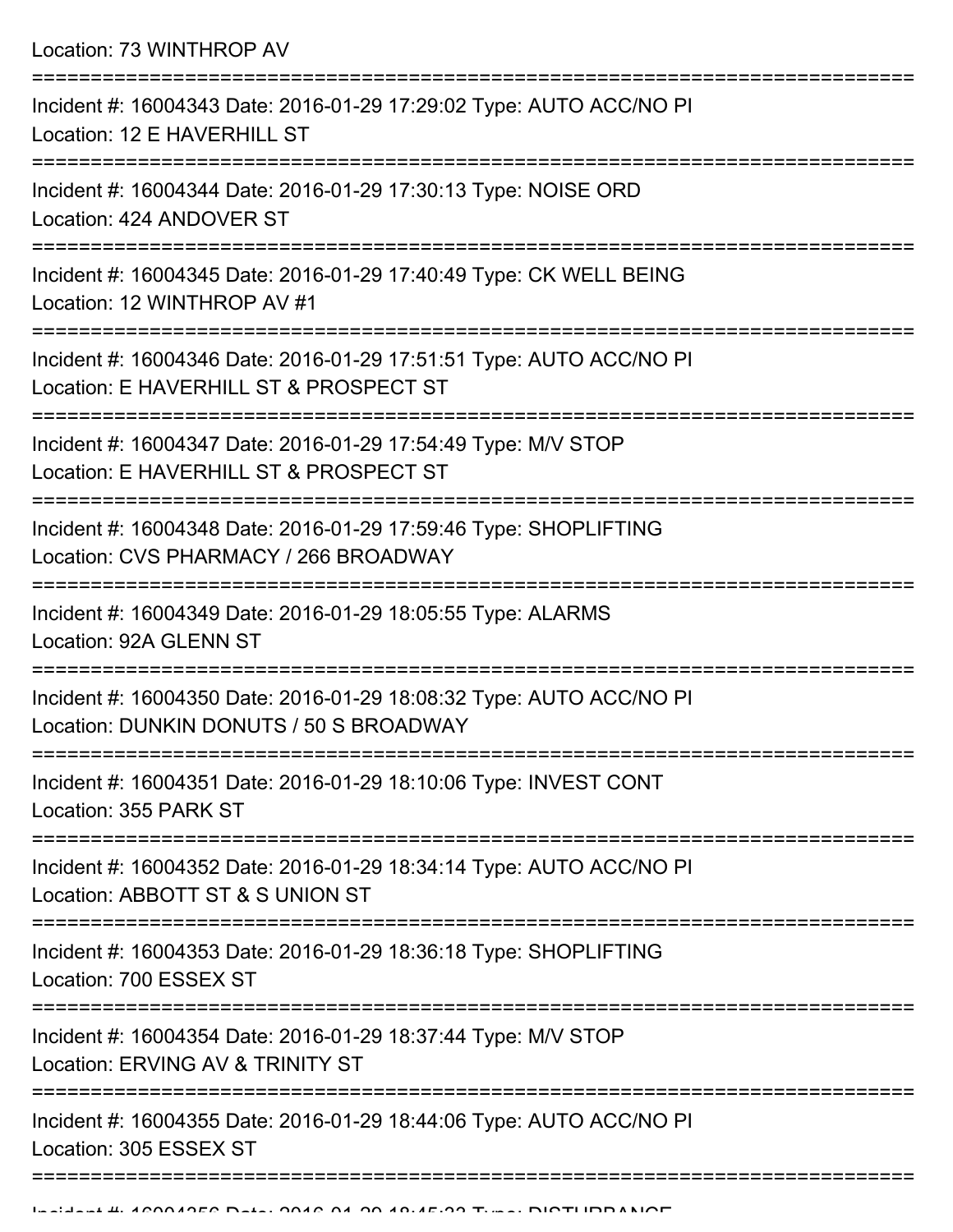Location: 73 WINTHROP AV

===========================================================================

Incident #: 16004343 Date: 2016-01-29 17:29:02 Type: AUTO ACC/NO PI
Location: 12 E HAVERHILL ST

===========================================================================

Incident #: 16004344 Date: 2016-01-29 17:30:13 Type: NOISE ORD
Location: 424 ANDOVER ST

===========================================================================

Incident #: 16004345 Date: 2016-01-29 17:40:49 Type: CK WELL BEING
Location: 12 WINTHROP AV #1

===========================================================================

Incident #: 16004346 Date: 2016-01-29 17:51:51 Type: AUTO ACC/NO PI
Location: E HAVERHILL ST & PROSPECT ST

===========================================================================

Incident #: 16004347 Date: 2016-01-29 17:54:49 Type: M/V STOP
Location: E HAVERHILL ST & PROSPECT ST

===========================================================================

Incident #: 16004348 Date: 2016-01-29 17:59:46 Type: SHOPLIFTING
Location: CVS PHARMACY / 266 BROADWAY

===========================================================================

Incident #: 16004349 Date: 2016-01-29 18:05:55 Type: ALARMS
Location: 92A GLENN ST

===========================================================================

Incident #: 16004350 Date: 2016-01-29 18:08:32 Type: AUTO ACC/NO PI
Location: DUNKIN DONUTS / 50 S BROADWAY

===========================================================================

Incident #: 16004351 Date: 2016-01-29 18:10:06 Type: INVEST CONT
Location: 355 PARK ST

===========================================================================

Incident #: 16004352 Date: 2016-01-29 18:34:14 Type: AUTO ACC/NO PI
Location: ABBOTT ST & S UNION ST

===========================================================================

Incident #: 16004353 Date: 2016-01-29 18:36:18 Type: SHOPLIFTING
Location: 700 ESSEX ST

===========================================================================

Incident #: 16004354 Date: 2016-01-29 18:37:44 Type: M/V STOP
Location: ERVING AV & TRINITY ST

===========================================================================

Incident #: 16004355 Date: 2016-01-29 18:44:06 Type: AUTO ACC/NO PI
Location: 305 ESSEX ST

===========================================================================

Incident #: 16004356 Date: 2016-01-29 18:45:33 Type: DISTURBANCE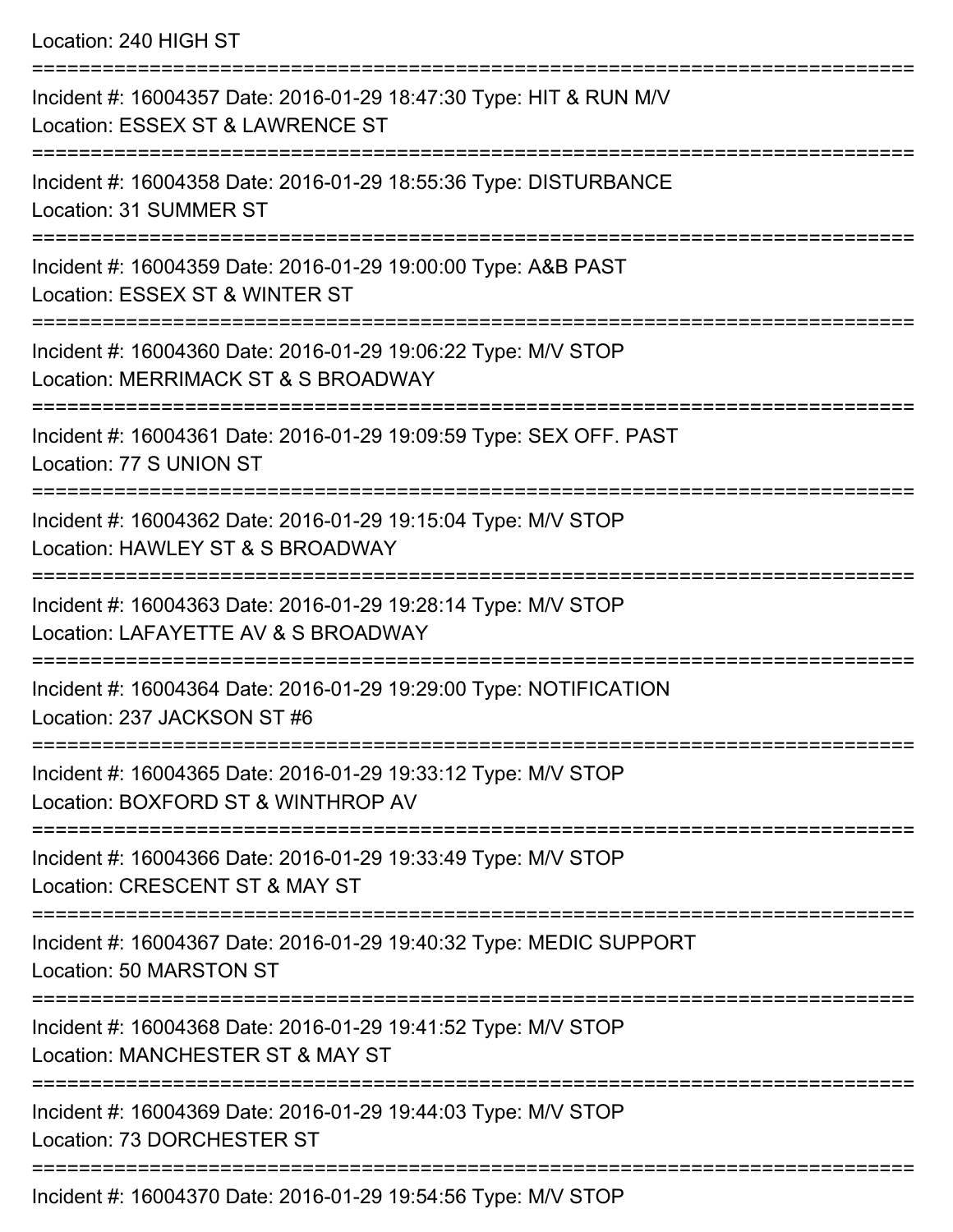Location: 240 HIGH ST

===========================================================================

Incident #: 16004357 Date: 2016-01-29 18:47:30 Type: HIT & RUN M/V
Location: ESSEX ST & LAWRENCE ST

===========================================================================

Incident #: 16004358 Date: 2016-01-29 18:55:36 Type: DISTURBANCE
Location: 31 SUMMER ST

===========================================================================

Incident #: 16004359 Date: 2016-01-29 19:00:00 Type: A&B PAST
Location: ESSEX ST & WINTER ST

===========================================================================

Incident #: 16004360 Date: 2016-01-29 19:06:22 Type: M/V STOP
Location: MERRIMACK ST & S BROADWAY

===========================================================================

Incident #: 16004361 Date: 2016-01-29 19:09:59 Type: SEX OFF. PAST
Location: 77 S UNION ST

===========================================================================

Incident #: 16004362 Date: 2016-01-29 19:15:04 Type: M/V STOP
Location: HAWLEY ST & S BROADWAY

===========================================================================

Incident #: 16004363 Date: 2016-01-29 19:28:14 Type: M/V STOP
Location: LAFAYETTE AV & S BROADWAY

===========================================================================

Incident #: 16004364 Date: 2016-01-29 19:29:00 Type: NOTIFICATION
Location: 237 JACKSON ST #6

===========================================================================

Incident #: 16004365 Date: 2016-01-29 19:33:12 Type: M/V STOP
Location: BOXFORD ST & WINTHROP AV

===========================================================================

Incident #: 16004366 Date: 2016-01-29 19:33:49 Type: M/V STOP
Location: CRESCENT ST & MAY ST

===========================================================================

Incident #: 16004367 Date: 2016-01-29 19:40:32 Type: MEDIC SUPPORT
Location: 50 MARSTON ST

===========================================================================

Incident #: 16004368 Date: 2016-01-29 19:41:52 Type: M/V STOP
Location: MANCHESTER ST & MAY ST

===========================================================================

Incident #: 16004369 Date: 2016-01-29 19:44:03 Type: M/V STOP
Location: 73 DORCHESTER ST

===========================================================================

Incident #: 16004370 Date: 2016-01-29 19:54:56 Type: M/V STOP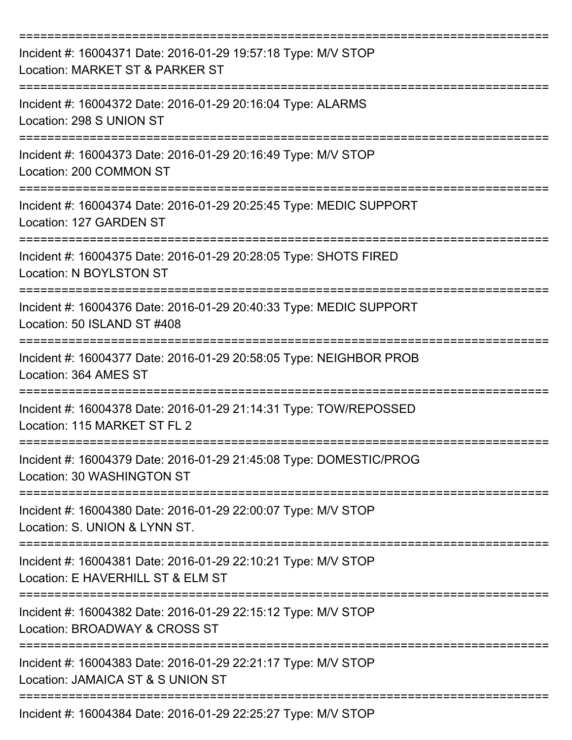===========================================================================

Incident #: 16004371 Date: 2016-01-29 19:57:18 Type: M/V STOP
Location: MARKET ST & PARKER ST

===========================================================================

Incident #: 16004372 Date: 2016-01-29 20:16:04 Type: ALARMS
Location: 298 S UNION ST

===========================================================================

Incident #: 16004373 Date: 2016-01-29 20:16:49 Type: M/V STOP
Location: 200 COMMON ST

===========================================================================

Incident #: 16004374 Date: 2016-01-29 20:25:45 Type: MEDIC SUPPORT
Location: 127 GARDEN ST

===========================================================================

Incident #: 16004375 Date: 2016-01-29 20:28:05 Type: SHOTS FIRED
Location: N BOYLSTON ST

===========================================================================

Incident #: 16004376 Date: 2016-01-29 20:40:33 Type: MEDIC SUPPORT
Location: 50 ISLAND ST #408

===========================================================================

Incident #: 16004377 Date: 2016-01-29 20:58:05 Type: NEIGHBOR PROB
Location: 364 AMES ST

===========================================================================

Incident #: 16004378 Date: 2016-01-29 21:14:31 Type: TOW/REPOSSED
Location: 115 MARKET ST FL 2

===========================================================================

Incident #: 16004379 Date: 2016-01-29 21:45:08 Type: DOMESTIC/PROG
Location: 30 WASHINGTON ST

===========================================================================

Incident #: 16004380 Date: 2016-01-29 22:00:07 Type: M/V STOP
Location: S. UNION & LYNN ST.

===========================================================================

Incident #: 16004381 Date: 2016-01-29 22:10:21 Type: M/V STOP
Location: E HAVERHILL ST & ELM ST

===========================================================================

Incident #: 16004382 Date: 2016-01-29 22:15:12 Type: M/V STOP
Location: BROADWAY & CROSS ST

===========================================================================

Incident #: 16004383 Date: 2016-01-29 22:21:17 Type: M/V STOP
Location: JAMAICA ST & S UNION ST

===========================================================================

Incident #: 16004384 Date: 2016-01-29 22:25:27 Type: M/V STOP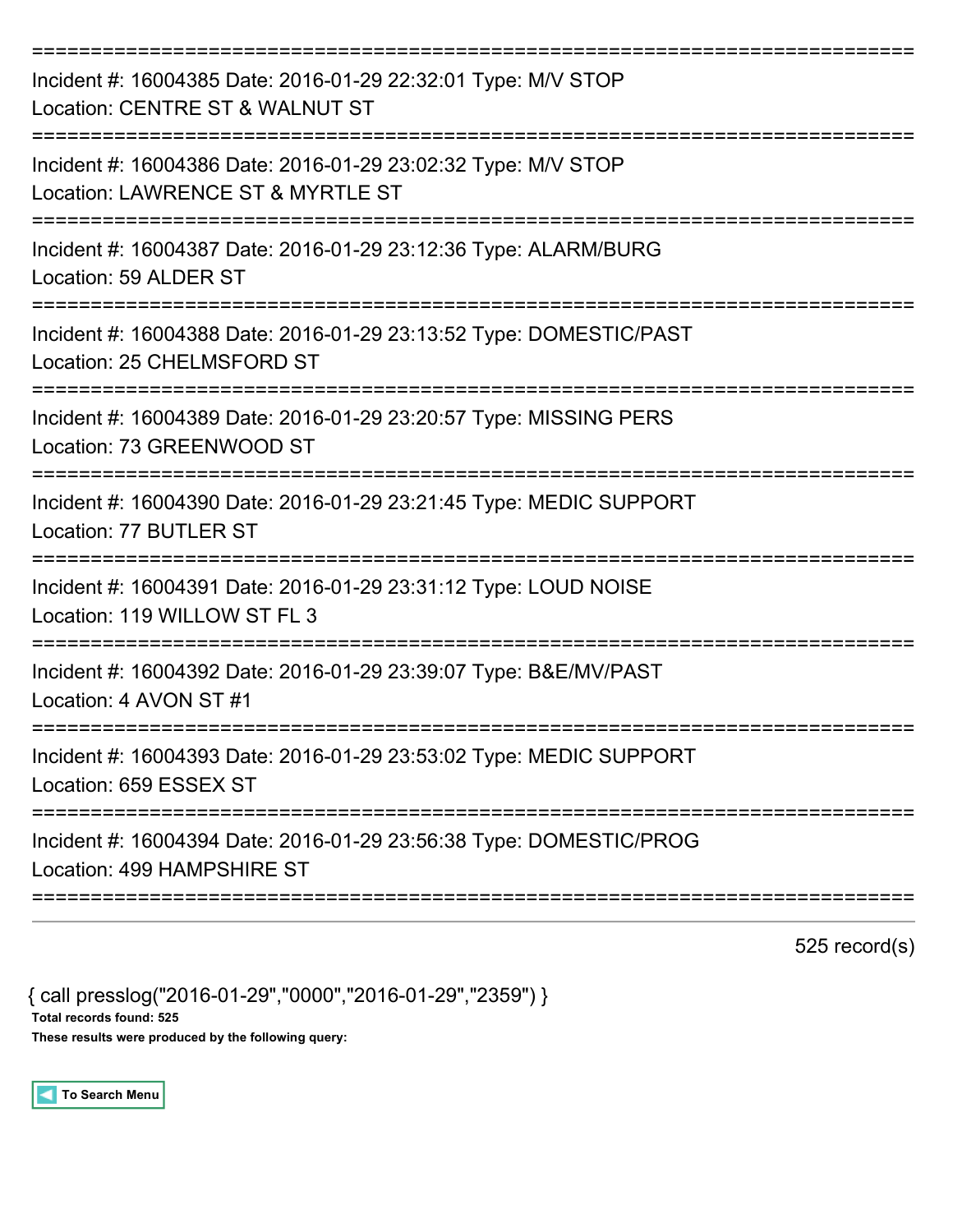===========================================================================

Incident #: 16004385 Date: 2016-01-29 22:32:01 Type: M/V STOP
Location: CENTRE ST & WALNUT ST

===========================================================================

Incident #: 16004386 Date: 2016-01-29 23:02:32 Type: M/V STOP
Location: LAWRENCE ST & MYRTLE ST

===========================================================================

Incident #: 16004387 Date: 2016-01-29 23:12:36 Type: ALARM/BURG
Location: 59 ALDER ST

===========================================================================

Incident #: 16004388 Date: 2016-01-29 23:13:52 Type: DOMESTIC/PAST
Location: 25 CHELMSFORD ST

===========================================================================

Incident #: 16004389 Date: 2016-01-29 23:20:57 Type: MISSING PERS
Location: 73 GREENWOOD ST

===========================================================================

Incident #: 16004390 Date: 2016-01-29 23:21:45 Type: MEDIC SUPPORT
Location: 77 BUTLER ST

===========================================================================

Incident #: 16004391 Date: 2016-01-29 23:31:12 Type: LOUD NOISE
Location: 119 WILLOW ST FL 3

===========================================================================

Incident #: 16004392 Date: 2016-01-29 23:39:07 Type: B&E/MV/PAST
Location: 4 AVON ST #1

===========================================================================

Incident #: 16004393 Date: 2016-01-29 23:53:02 Type: MEDIC SUPPORT
Location: 659 ESSEX ST

===========================================================================

Incident #: 16004394 Date: 2016-01-29 23:56:38 Type: DOMESTIC/PROG
Location: 499 HAMPSHIRE ST

===========================================================================

525 record(s)

{ call presslog("2016-01-29","0000","2016-01-29","2359") }

**Total records found: 525**

**These results were produced by the following query:**

To Search Menu